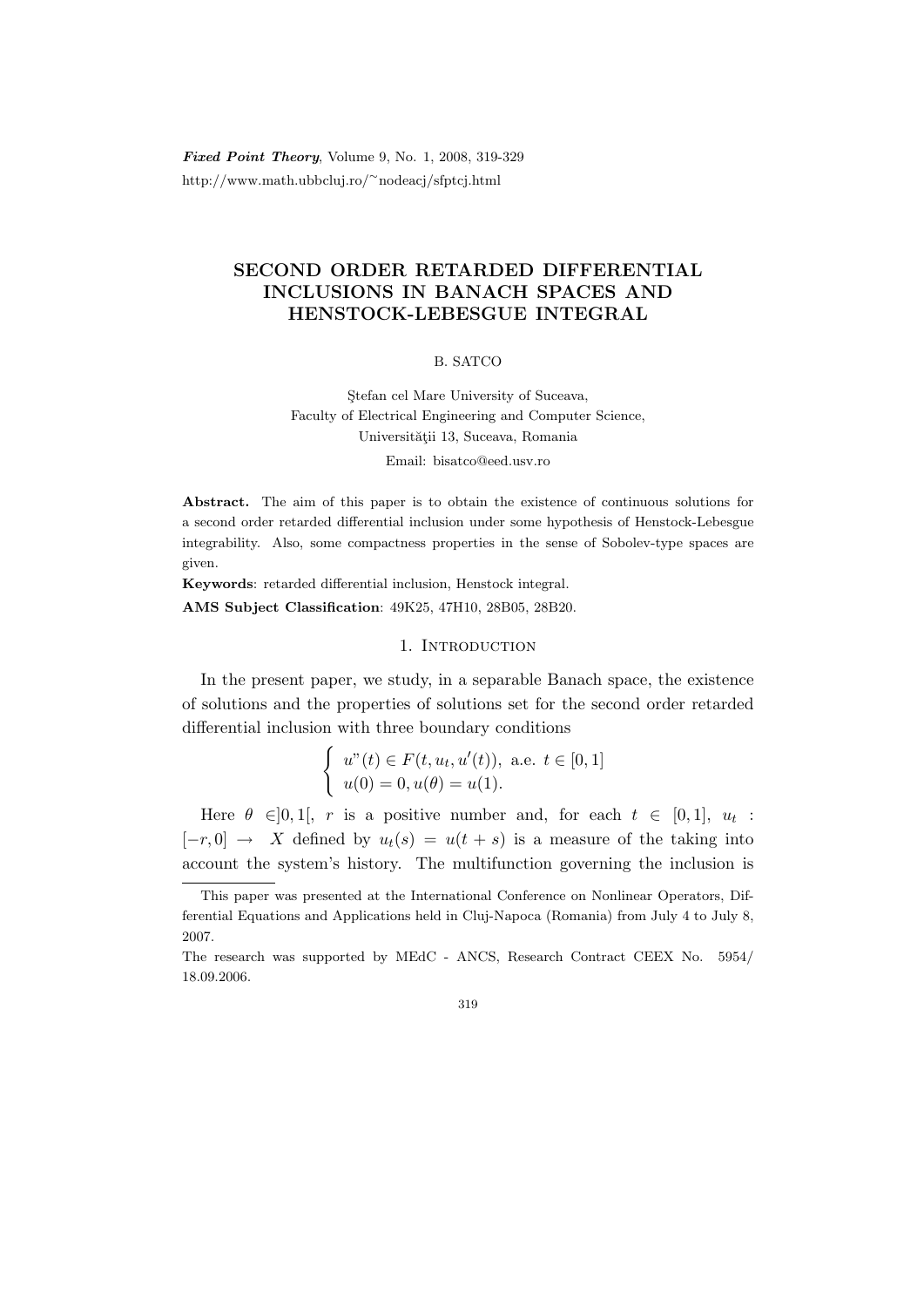# SECOND ORDER RETARDED DIFFERENTIAL INCLUSIONS IN BANACH SPACES AND HENSTOCK-LEBESGUE INTEGRAL

B. SATCO

Ştefan cel Mare University of Suceava,
Faculty of Electrical Engineering and Computer Science,
Universităţii 13, Suceava, Romania
Email: bisatco@eed.usv.ro

**Abstract.** The aim of this paper is to obtain the existence of continuous solutions for a second order retarded differential inclusion under some hypothesis of Henstock-Lebesgue integrability. Also, some compactness properties in the sense of Sobolev-type spaces are given.

**Keywords**: retarded differential inclusion, Henstock integral.

**AMS Subject Classification**: 49K25, 47H10, 28B05, 28B20.

## 1. Introduction

In the present paper, we study, in a separable Banach space, the existence of solutions and the properties of solutions set for the second order retarded differential inclusion with three boundary conditions

$$\begin{cases} u"(t) \in F(t, u_t, u'(t)), \text{ a.e. } t \in [0, 1] \\ u(0) = 0, u(\theta) = u(1). \end{cases}$$

Here $\theta \in ]0, 1[$, $r$ is a positive number and, for each $t \in [0, 1]$, $u_t : [-r, 0] \to X$ defined by $u_t(s) = u(t + s)$ is a measure of the taking into account the system's history. The multifunction governing the inclusion is

---

This paper was presented at the International Conference on Nonlinear Operators, Differential Equations and Applications held in Cluj-Napoca (Romania) from July 4 to July 8, 2007.

The research was supported by MEdC - ANCS, Research Contract CEEX No. 5954/ 18.09.2006.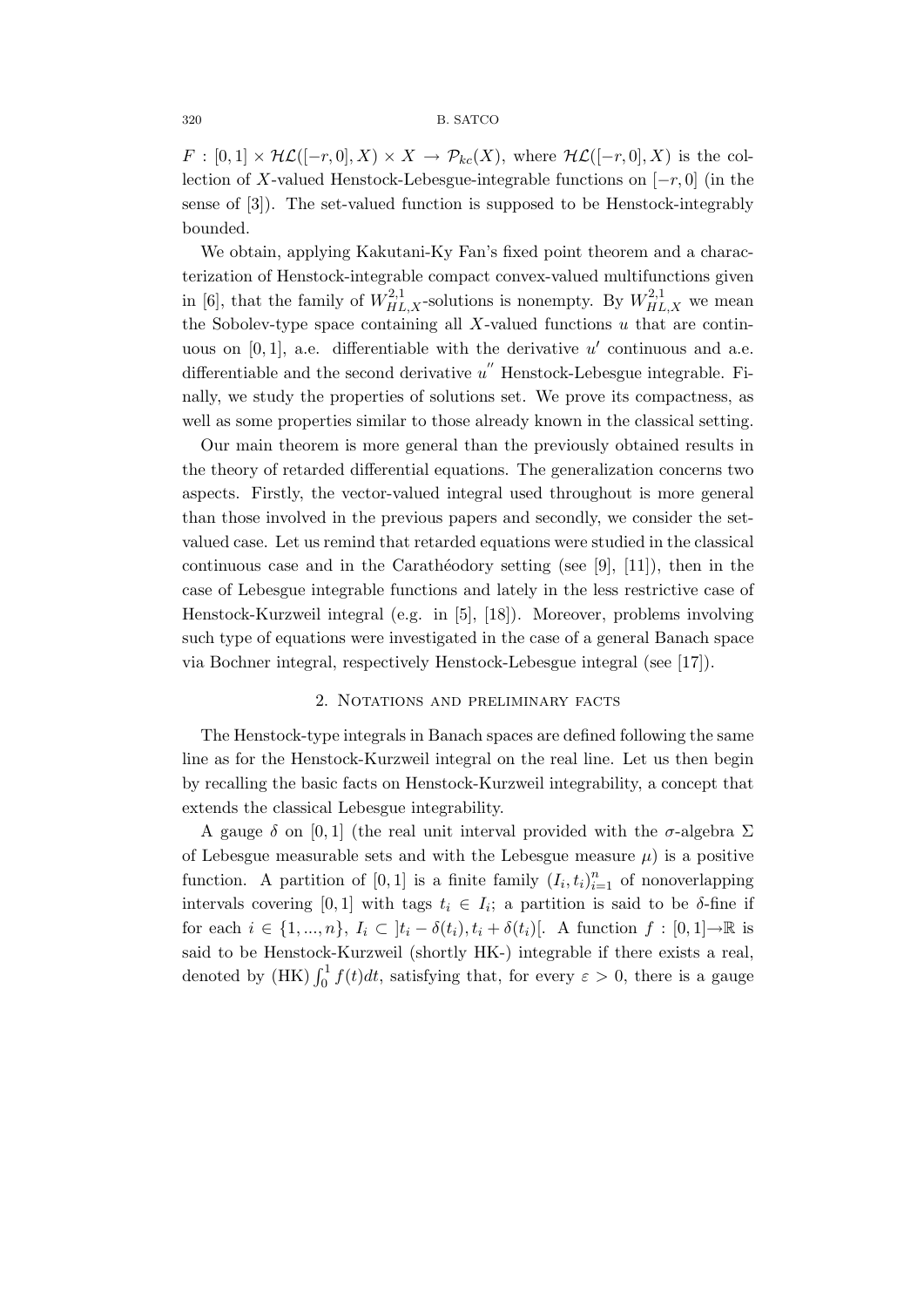$F : [0,1] \times \mathcal{HL}([-r,0],X) \times X \to \mathcal{P}_{kc}(X)$, where $\mathcal{HL}([-r,0],X)$ is the collection of $X$-valued Henstock-Lebesgue-integrable functions on $[-r,0]$ (in the sense of [3]). The set-valued function is supposed to be Henstock-integrably bounded.

We obtain, applying Kakutani-Ky Fan's fixed point theorem and a characterization of Henstock-integrable compact convex-valued multifunctions given in [6], that the family of $W^{2,1}_{HL,X}$-solutions is nonempty. By $W^{2,1}_{HL,X}$ we mean the Sobolev-type space containing all $X$-valued functions $u$ that are continuous on $[0,1]$, a.e. differentiable with the derivative $u'$ continuous and a.e. differentiable and the second derivative $u''$ Henstock-Lebesgue integrable. Finally, we study the properties of solutions set. We prove its compactness, as well as some properties similar to those already known in the classical setting.

Our main theorem is more general than the previously obtained results in the theory of retarded differential equations. The generalization concerns two aspects. Firstly, the vector-valued integral used throughout is more general than those involved in the previous papers and secondly, we consider the set-valued case. Let us remind that retarded equations were studied in the classical continuous case and in the Carathéodory setting (see [9], [11]), then in the case of Lebesgue integrable functions and lately in the less restrictive case of Henstock-Kurzweil integral (e.g. in [5], [18]). Moreover, problems involving such type of equations were investigated in the case of a general Banach space via Bochner integral, respectively Henstock-Lebesgue integral (see [17]).

## 2. Notations and preliminary facts

The Henstock-type integrals in Banach spaces are defined following the same line as for the Henstock-Kurzweil integral on the real line. Let us then begin by recalling the basic facts on Henstock-Kurzweil integrability, a concept that extends the classical Lebesgue integrability.

A gauge $\delta$ on $[0,1]$ (the real unit interval provided with the $\sigma$-algebra $\Sigma$ of Lebesgue measurable sets and with the Lebesgue measure $\mu$) is a positive function. A partition of $[0,1]$ is a finite family $(I_i,t_i)_{i=1}^n$ of nonoverlapping intervals covering $[0,1]$ with tags $t_i \in I_i$; a partition is said to be $\delta$-fine if for each $i \in \{1,...,n\}$, $I_i \subset ]t_i - \delta(t_i), t_i + \delta(t_i)[$. A function $f : [0,1] \to \mathbb{R}$ is said to be Henstock-Kurzweil (shortly HK-) integrable if there exists a real, denoted by (HK) $\int_0^1 f(t)dt$, satisfying that, for every $\varepsilon > 0$, there is a gauge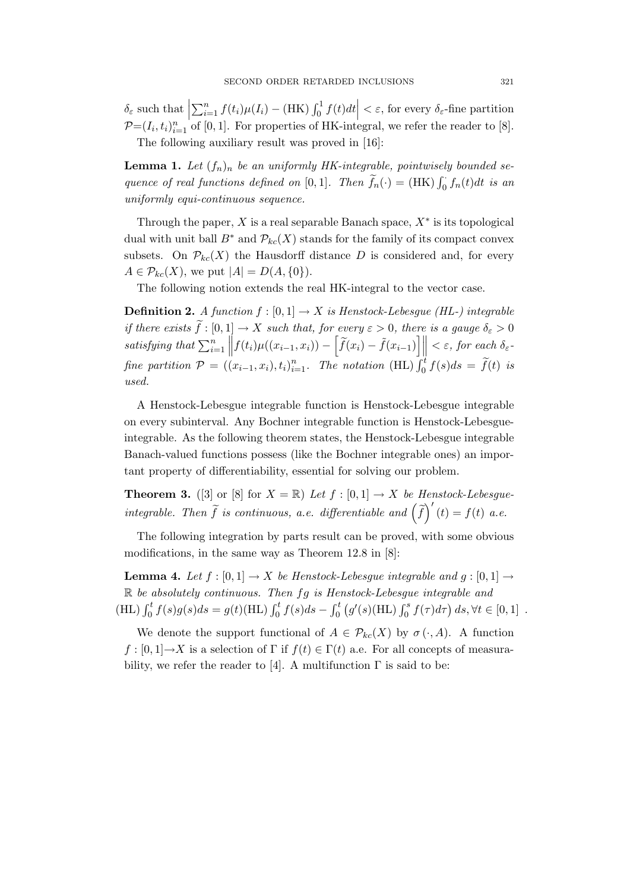$\delta_\varepsilon$ such that $\left|\sum_{i=1}^n f(t_i)\mu(I_i) - (\text{HK})\int_0^1 f(t)dt\right| < \varepsilon$, for every $\delta_\varepsilon$-fine partition $\mathcal{P}=(I_i, t_i)_{i=1}^n$ of $[0,1]$. For properties of HK-integral, we refer the reader to [8].

The following auxiliary result was proved in [16]:

**Lemma 1.** *Let $(f_n)_n$ be an uniformly HK-integrable, pointwisely bounded sequence of real functions defined on $[0,1]$. Then $\widetilde{f}_n(\cdot) = (\text{HK})\int_0^{\cdot} f_n(t)dt$ is an uniformly equi-continuous sequence.*

Through the paper, $X$ is a real separable Banach space, $X^*$ is its topological dual with unit ball $B^*$ and $\mathcal{P}_{kc}(X)$ stands for the family of its compact convex subsets. On $\mathcal{P}_{kc}(X)$ the Hausdorff distance $D$ is considered and, for every $A \in \mathcal{P}_{kc}(X)$, we put $|A| = D(A, \{0\})$.

The following notion extends the real HK-integral to the vector case.

**Definition 2.** *A function $f : [0,1] \to X$ is Henstock-Lebesgue (HL-) integrable if there exists $\widetilde{f} : [0,1] \to X$ such that, for every $\varepsilon > 0$, there is a gauge $\delta_\varepsilon > 0$ satisfying that $\sum_{i=1}^n \left\| f(t_i)\mu((x_{i-1}, x_i)) - \left[\widetilde{f}(x_i) - \tilde{f}(x_{i-1})\right]\right\| < \varepsilon$, for each $\delta_\varepsilon$-fine partition $\mathcal{P} = ((x_{i-1}, x_i), t_i)_{i=1}^n$. The notation $(\text{HL})\int_0^t f(s)ds = \widetilde{f}(t)$ is used.*

A Henstock-Lebesgue integrable function is Henstock-Lebesgue integrable on every subinterval. Any Bochner integrable function is Henstock-Lebesgue-integrable. As the following theorem states, the Henstock-Lebesgue integrable Banach-valued functions possess (like the Bochner integrable ones) an important property of differentiability, essential for solving our problem.

**Theorem 3.** ([3] or [8] for $X = \mathbb{R}$) *Let $f : [0,1] \to X$ be Henstock-Lebesgue-integrable. Then $\widetilde{f}$ is continuous, a.e. differentiable and $\left(\widetilde{f}\right)'(t) = f(t)$ a.e.*

The following integration by parts result can be proved, with some obvious modifications, in the same way as Theorem 12.8 in [8]:

**Lemma 4.** *Let $f : [0,1] \to X$ be Henstock-Lebesgue integrable and $g : [0,1] \to \mathbb{R}$ be absolutely continuous. Then $fg$ is Henstock-Lebesgue integrable and*

$$(\text{HL})\int_0^t f(s)g(s)ds = g(t)(\text{HL})\int_0^t f(s)ds - \int_0^t \left(g'(s)(\text{HL})\int_0^s f(\tau)d\tau\right) ds, \forall t \in [0,1] \ .$$

We denote the support functional of $A \in \mathcal{P}_{kc}(X)$ by $\sigma(\cdot, A)$. A function $f : [0,1] \to X$ is a selection of $\Gamma$ if $f(t) \in \Gamma(t)$ a.e. For all concepts of measurability, we refer the reader to [4]. A multifunction $\Gamma$ is said to be: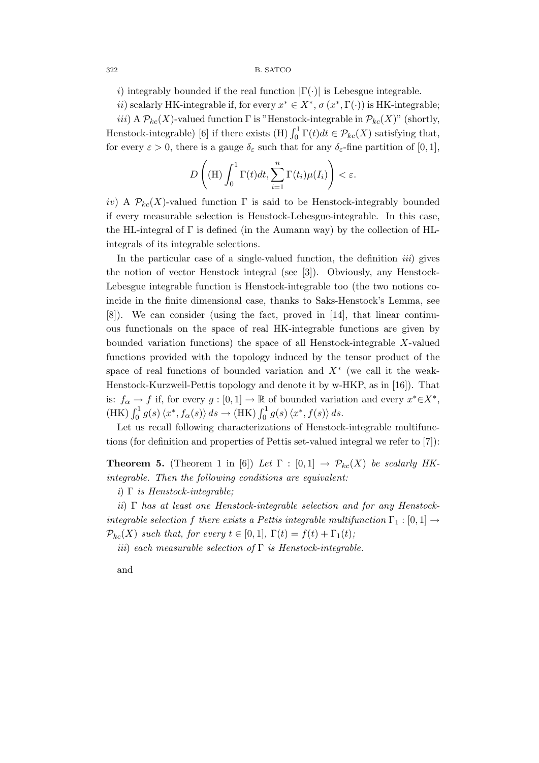*i*) integrably bounded if the real function $|\Gamma(\cdot)|$ is Lebesgue integrable.

*ii*) scalarly HK-integrable if, for every $x^* \in X^*$, $\sigma(x^*, \Gamma(\cdot))$ is HK-integrable;

*iii*) A $\mathcal{P}_{kc}(X)$-valued function $\Gamma$ is "Henstock-integrable in $\mathcal{P}_{kc}(X)$" (shortly, Henstock-integrable) [6] if there exists (H) $\int_0^1 \Gamma(t)dt \in \mathcal{P}_{kc}(X)$ satisfying that, for every $\varepsilon > 0$, there is a gauge $\delta_\varepsilon$ such that for any $\delta_\varepsilon$-fine partition of $[0,1]$,

$$D\left((\mathrm{H})\int_0^1 \Gamma(t)dt, \sum_{i=1}^n \Gamma(t_i)\mu(I_i)\right) < \varepsilon.$$

*iv*) A $\mathcal{P}_{kc}(X)$-valued function $\Gamma$ is said to be Henstock-integrably bounded if every measurable selection is Henstock-Lebesgue-integrable. In this case, the HL-integral of $\Gamma$ is defined (in the Aumann way) by the collection of HL-integrals of its integrable selections.

In the particular case of a single-valued function, the definition *iii*) gives the notion of vector Henstock integral (see [3]). Obviously, any Henstock-Lebesgue integrable function is Henstock-integrable too (the two notions coincide in the finite dimensional case, thanks to Saks-Henstock's Lemma, see [8]). We can consider (using the fact, proved in [14], that linear continuous functionals on the space of real HK-integrable functions are given by bounded variation functions) the space of all Henstock-integrable $X$-valued functions provided with the topology induced by the tensor product of the space of real functions of bounded variation and $X^*$ (we call it the weak-Henstock-Kurzweil-Pettis topology and denote it by w-HKP, as in [16]). That is: $f_\alpha \to f$ if, for every $g : [0,1] \to \mathbb{R}$ of bounded variation and every $x^* \in X^*$, (HK) $\int_0^1 g(s)\langle x^*, f_\alpha(s)\rangle\, ds \to$ (HK) $\int_0^1 g(s)\langle x^*, f(s)\rangle\, ds$.

Let us recall following characterizations of Henstock-integrable multifunctions (for definition and properties of Pettis set-valued integral we refer to [7]):

**Theorem 5.** (Theorem 1 in [6]) *Let $\Gamma : [0,1] \to \mathcal{P}_{kc}(X)$ be scalarly HK-integrable. Then the following conditions are equivalent:*

*i*) *$\Gamma$ is Henstock-integrable;*

*ii*) *$\Gamma$ has at least one Henstock-integrable selection and for any Henstock-integrable selection $f$ there exists a Pettis integrable multifunction $\Gamma_1 : [0,1] \to \mathcal{P}_{kc}(X)$ such that, for every $t \in [0,1]$, $\Gamma(t) = f(t) + \Gamma_1(t)$;*

*iii*) *each measurable selection of $\Gamma$ is Henstock-integrable.*

and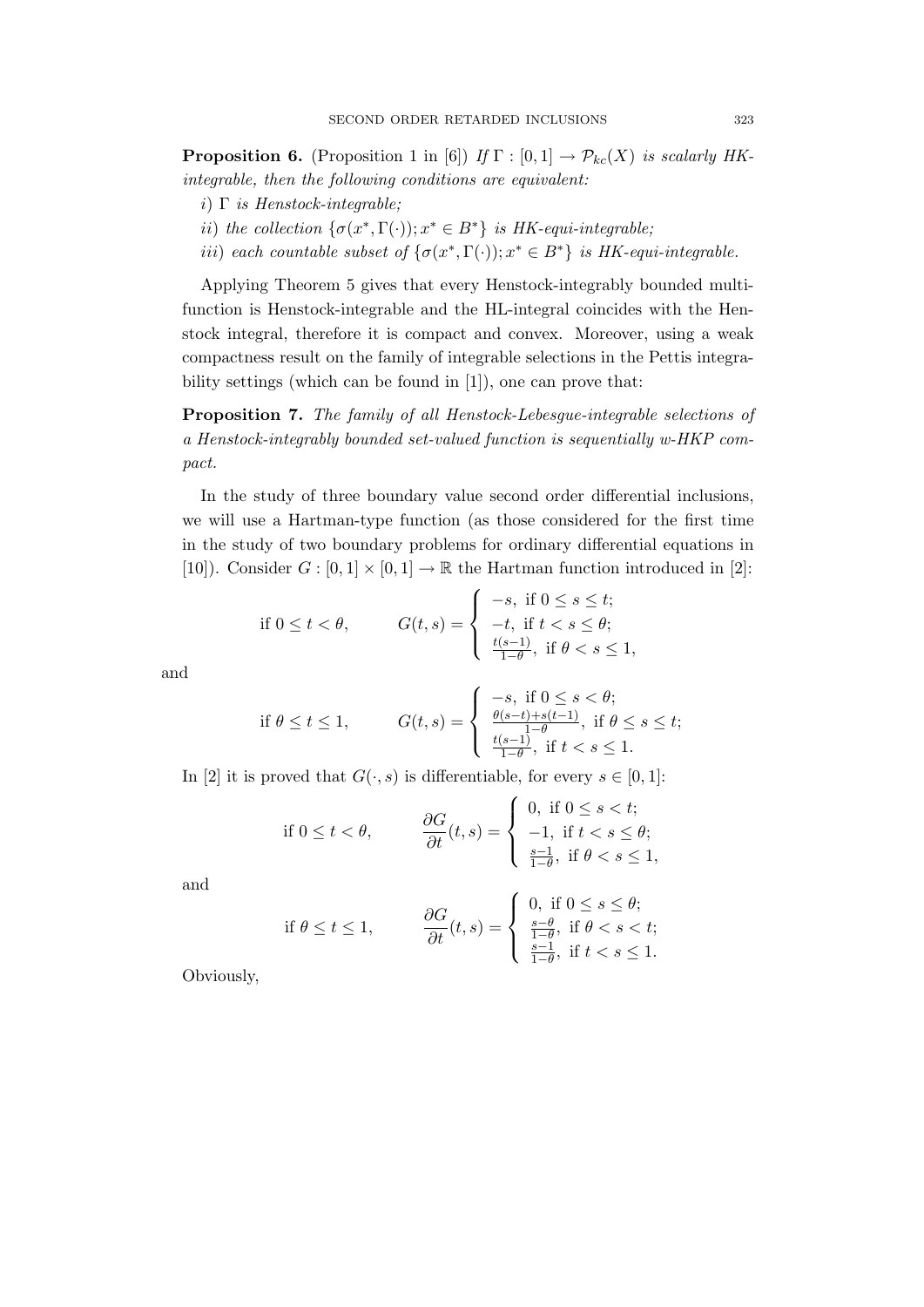**Proposition 6.** (Proposition 1 in [6]) *If $\Gamma : [0,1] \to \mathcal{P}_{kc}(X)$ is scalarly HK-integrable, then the following conditions are equivalent:*

*i) $\Gamma$ is Henstock-integrable;*

*ii) the collection $\{\sigma(x^*, \Gamma(\cdot)); x^* \in B^*\}$ is HK-equi-integrable;*

*iii) each countable subset of $\{\sigma(x^*, \Gamma(\cdot)); x^* \in B^*\}$ is HK-equi-integrable.*

Applying Theorem 5 gives that every Henstock-integrably bounded multifunction is Henstock-integrable and the HL-integral coincides with the Henstock integral, therefore it is compact and convex. Moreover, using a weak compactness result on the family of integrable selections in the Pettis integrability settings (which can be found in [1]), one can prove that:

**Proposition 7.** *The family of all Henstock-Lebesgue-integrable selections of a Henstock-integrably bounded set-valued function is sequentially w-HKP compact.*

In the study of three boundary value second order differential inclusions, we will use a Hartman-type function (as those considered for the first time in the study of two boundary problems for ordinary differential equations in [10]). Consider $G : [0,1] \times [0,1] \to \mathbb{R}$ the Hartman function introduced in [2]:

$$\text{if } 0 \le t < \theta, \qquad G(t,s) = \begin{cases} -s, \text{ if } 0 \le s \le t; \\ -t, \text{ if } t < s \le \theta; \\ \frac{t(s-1)}{1-\theta}, \text{ if } \theta < s \le 1, \end{cases}$$

and

$$\text{if } \theta \le t \le 1, \qquad G(t,s) = \begin{cases} -s, \text{ if } 0 \le s < \theta; \\ \frac{\theta(s-t)+s(t-1)}{1-\theta}, \text{ if } \theta \le s \le t; \\ \frac{t(s-1)}{1-\theta}, \text{ if } t < s \le 1. \end{cases}$$

In [2] it is proved that $G(\cdot, s)$ is differentiable, for every $s \in [0,1]$:

$$\text{if } 0 \le t < \theta, \qquad \frac{\partial G}{\partial t}(t,s) = \begin{cases} 0, \text{ if } 0 \le s < t; \\ -1, \text{ if } t < s \le \theta; \\ \frac{s-1}{1-\theta}, \text{ if } \theta < s \le 1, \end{cases}$$

and

$$\text{if } \theta \le t \le 1, \qquad \frac{\partial G}{\partial t}(t,s) = \begin{cases} 0, \text{ if } 0 \le s \le \theta; \\ \frac{s-\theta}{1-\theta}, \text{ if } \theta < s < t; \\ \frac{s-1}{1-\theta}, \text{ if } t < s \le 1. \end{cases}$$

Obviously,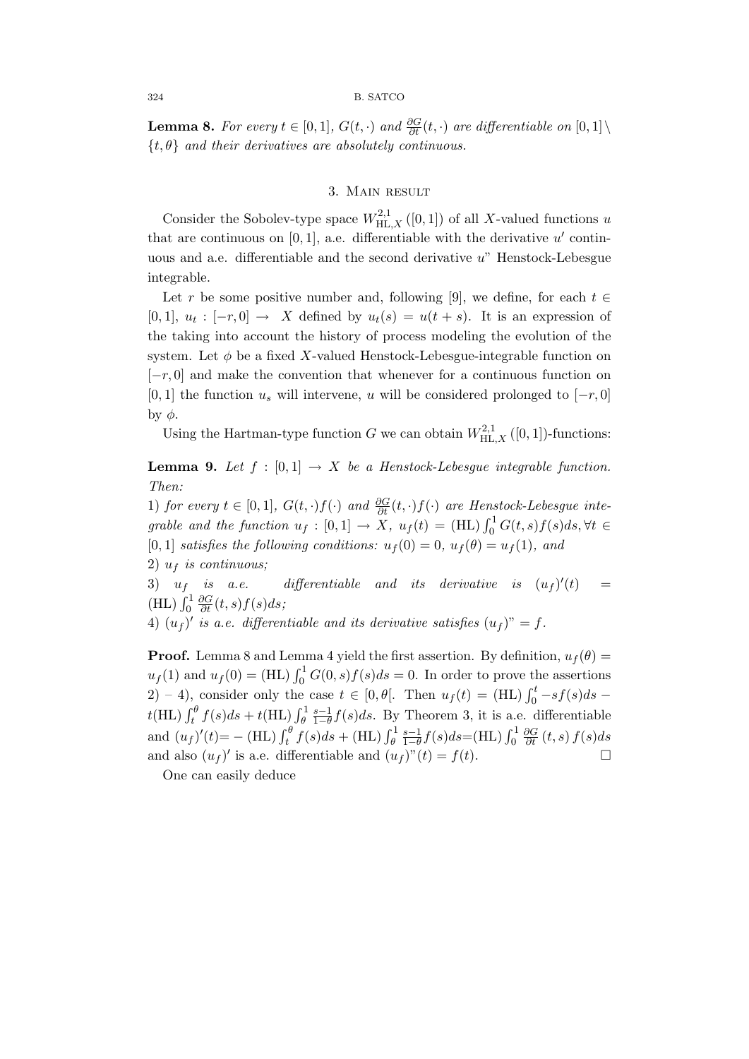**Lemma 8.** *For every $t \in [0,1]$, $G(t,\cdot)$ and $\frac{\partial G}{\partial t}(t,\cdot)$ are differentiable on $[0,1] \setminus \{t, \theta\}$ and their derivatives are absolutely continuous.*

## 3. Main result

Consider the Sobolev-type space $W^{2,1}_{\mathrm{HL},X}([0,1])$ of all $X$-valued functions $u$ that are continuous on $[0,1]$, a.e. differentiable with the derivative $u'$ continuous and a.e. differentiable and the second derivative $u$" Henstock-Lebesgue integrable.

Let $r$ be some positive number and, following [9], we define, for each $t \in [0,1]$, $u_t : [-r, 0] \to X$ defined by $u_t(s) = u(t+s)$. It is an expression of the taking into account the history of process modeling the evolution of the system. Let $\phi$ be a fixed $X$-valued Henstock-Lebesgue-integrable function on $[-r, 0]$ and make the convention that whenever for a continuous function on $[0,1]$ the function $u_s$ will intervene, $u$ will be considered prolonged to $[-r, 0]$ by $\phi$.

Using the Hartman-type function $G$ we can obtain $W^{2,1}_{\mathrm{HL},X}([0,1])$-functions:

**Lemma 9.** *Let $f : [0,1] \to X$ be a Henstock-Lebesgue integrable function. Then:*

*1) for every $t \in [0,1]$, $G(t,\cdot)f(\cdot)$ and $\frac{\partial G}{\partial t}(t,\cdot)f(\cdot)$ are Henstock-Lebesgue integrable and the function $u_f : [0,1] \to X$, $u_f(t) = (\mathrm{HL})\int_0^1 G(t,s)f(s)ds, \forall t \in [0,1]$ satisfies the following conditions: $u_f(0) = 0$, $u_f(\theta) = u_f(1)$, and*

*2) $u_f$ is continuous;*

*3) $u_f$ is a.e. differentiable and its derivative is $(u_f)'(t) = (\mathrm{HL})\int_0^1 \frac{\partial G}{\partial t}(t,s)f(s)ds$;*

*4) $(u_f)'$ is a.e. differentiable and its derivative satisfies $(u_f)" = f$.*

**Proof.** Lemma 8 and Lemma 4 yield the first assertion. By definition, $u_f(\theta) = u_f(1)$ and $u_f(0) = (\mathrm{HL})\int_0^1 G(0,s)f(s)ds = 0$. In order to prove the assertions 2) – 4), consider only the case $t \in [0, \theta[$. Then $u_f(t) = (\mathrm{HL})\int_0^t -sf(s)ds - t(\mathrm{HL})\int_t^\theta f(s)ds + t(\mathrm{HL})\int_\theta^1 \frac{s-1}{1-\theta}f(s)ds$. By Theorem 3, it is a.e. differentiable and $(u_f)'(t) = -(\mathrm{HL})\int_t^\theta f(s)ds + (\mathrm{HL})\int_\theta^1 \frac{s-1}{1-\theta}f(s)ds = (\mathrm{HL})\int_0^1 \frac{\partial G}{\partial t}(t,s)f(s)ds$ and also $(u_f)'$ is a.e. differentiable and $(u_f)"(t) = f(t)$. $\square$

One can easily deduce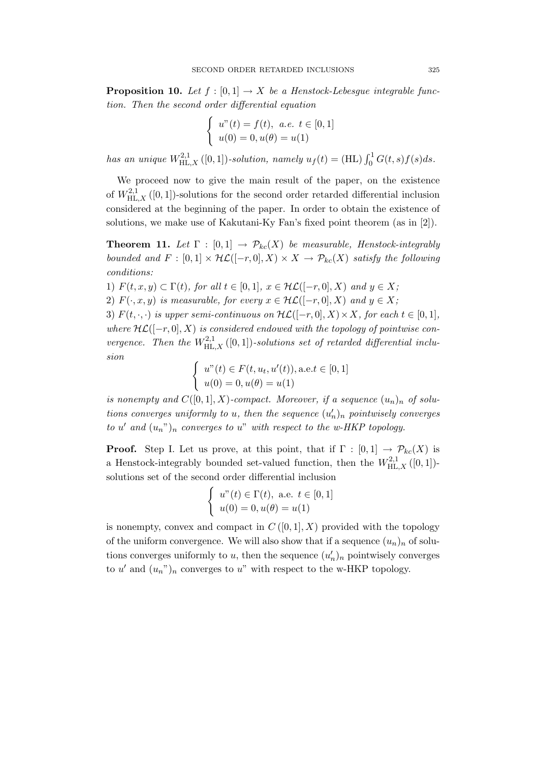**Proposition 10.** *Let $f : [0,1] \to X$ be a Henstock-Lebesgue integrable function. Then the second order differential equation*

$$\begin{cases} u"(t) = f(t), \ a.e. \ t \in [0,1] \\ u(0) = 0, u(\theta) = u(1) \end{cases}$$

*has an unique $W^{2,1}_{\mathrm{HL},X}([0,1])$-solution, namely $u_f(t) = (\mathrm{HL}) \int_0^1 G(t,s) f(s) ds$.*

We proceed now to give the main result of the paper, on the existence of $W^{2,1}_{\mathrm{HL},X}([0,1])$-solutions for the second order retarded differential inclusion considered at the beginning of the paper. In order to obtain the existence of solutions, we make use of Kakutani-Ky Fan's fixed point theorem (as in [2]).

**Theorem 11.** *Let $\Gamma : [0,1] \to \mathcal{P}_{kc}(X)$ be measurable, Henstock-integrably bounded and $F : [0,1] \times \mathcal{HL}([-r,0],X) \times X \to \mathcal{P}_{kc}(X)$ satisfy the following conditions:*

*1) $F(t,x,y) \subset \Gamma(t)$, for all $t \in [0,1]$, $x \in \mathcal{HL}([-r,0],X)$ and $y \in X$;*

*2) $F(\cdot,x,y)$ is measurable, for every $x \in \mathcal{HL}([-r,0],X)$ and $y \in X$;*

*3) $F(t,\cdot,\cdot)$ is upper semi-continuous on $\mathcal{HL}([-r,0],X) \times X$, for each $t \in [0,1]$, where $\mathcal{HL}([-r,0],X)$ is considered endowed with the topology of pointwise convergence. Then the $W^{2,1}_{\mathrm{HL},X}([0,1])$-solutions set of retarded differential inclusion*

$$\begin{cases} u"(t) \in F(t,u_t,u'(t)), \text{a.e.} t \in [0,1] \\ u(0) = 0, u(\theta) = u(1) \end{cases}$$

*is nonempty and $C([0,1],X)$-compact. Moreover, if a sequence $(u_n)_n$ of solutions converges uniformly to $u$, then the sequence $(u_n')_n$ pointwisely converges to $u'$ and $(u_n")_n$ converges to $u"$ with respect to the w-HKP topology.*

**Proof.** Step I. Let us prove, at this point, that if $\Gamma : [0,1] \to \mathcal{P}_{kc}(X)$ is a Henstock-integrably bounded set-valued function, then the $W^{2,1}_{\mathrm{HL},X}([0,1])$-solutions set of the second order differential inclusion

$$\begin{cases} u"(t) \in \Gamma(t), \text{ a.e. } t \in [0,1] \\ u(0) = 0, u(\theta) = u(1) \end{cases}$$

is nonempty, convex and compact in $C([0,1],X)$ provided with the topology of the uniform convergence. We will also show that if a sequence $(u_n)_n$ of solutions converges uniformly to $u$, then the sequence $(u_n')_n$ pointwisely converges to $u'$ and $(u_n")_n$ converges to $u"$ with respect to the w-HKP topology.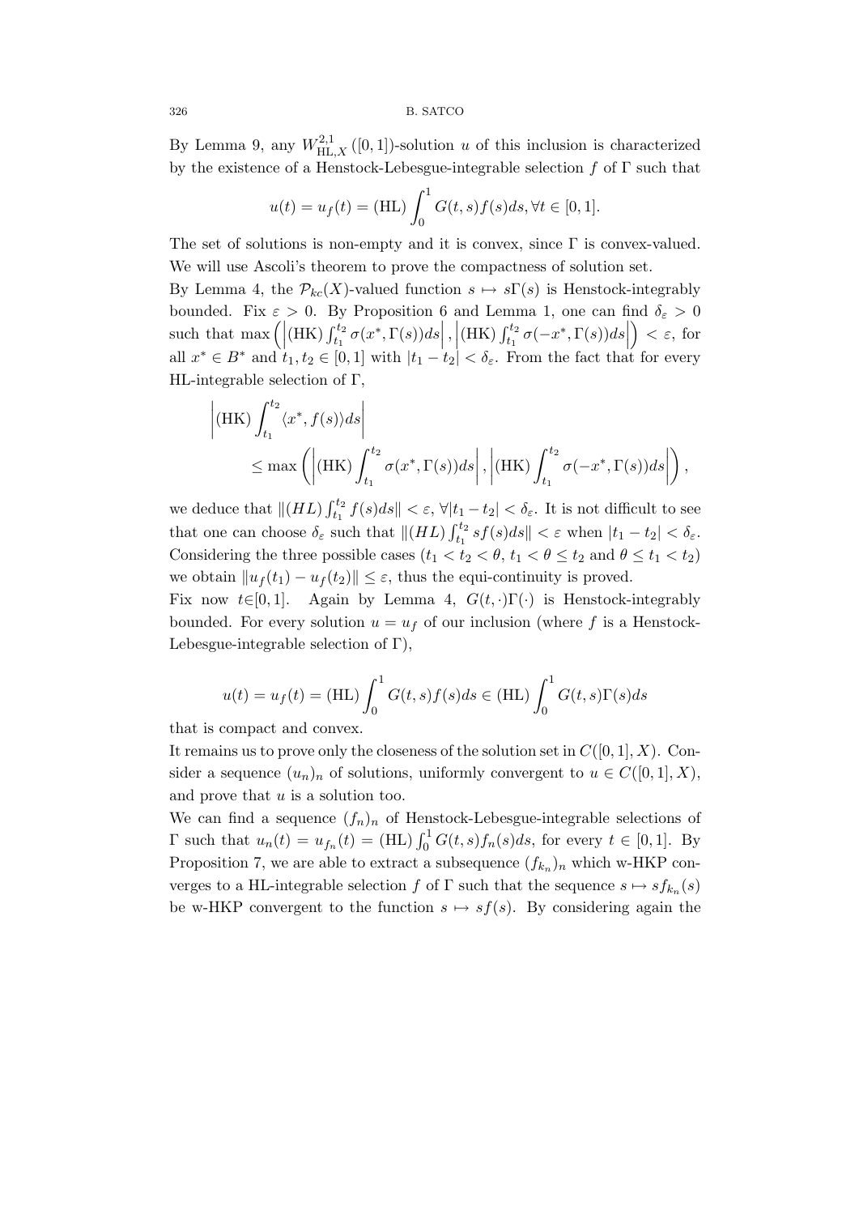By Lemma 9, any $W^{2,1}_{\text{HL},X}([0,1])$-solution $u$ of this inclusion is characterized by the existence of a Henstock-Lebesgue-integrable selection $f$ of $\Gamma$ such that

$$u(t) = u_f(t) = (\text{HL}) \int_0^1 G(t,s) f(s) ds, \forall t \in [0,1].$$

The set of solutions is non-empty and it is convex, since $\Gamma$ is convex-valued. We will use Ascoli's theorem to prove the compactness of solution set.

By Lemma 4, the $\mathcal{P}_{kc}(X)$-valued function $s \mapsto s\Gamma(s)$ is Henstock-integrably bounded. Fix $\varepsilon > 0$. By Proposition 6 and Lemma 1, one can find $\delta_\varepsilon > 0$ such that $\max\left(\left|(\text{HK})\int_{t_1}^{t_2} \sigma(x^*, \Gamma(s)) ds\right|, \left|(\text{HK})\int_{t_1}^{t_2} \sigma(-x^*, \Gamma(s)) ds\right|\right) < \varepsilon$, for all $x^* \in B^*$ and $t_1, t_2 \in [0,1]$ with $|t_1 - t_2| < \delta_\varepsilon$. From the fact that for every HL-integrable selection of $\Gamma$,

$$\begin{aligned}
&\left|(\text{HK}) \int_{t_1}^{t_2} \langle x^*, f(s) \rangle ds\right| \\
&\qquad \leq \max\left(\left|(\text{HK}) \int_{t_1}^{t_2} \sigma(x^*, \Gamma(s)) ds\right|, \left|(\text{HK}) \int_{t_1}^{t_2} \sigma(-x^*, \Gamma(s)) ds\right|\right),
\end{aligned}$$

we deduce that $\|(HL)\int_{t_1}^{t_2} f(s) ds\| < \varepsilon$, $\forall |t_1 - t_2| < \delta_\varepsilon$. It is not difficult to see that one can choose $\delta_\varepsilon$ such that $\|(HL)\int_{t_1}^{t_2} sf(s) ds\| < \varepsilon$ when $|t_1 - t_2| < \delta_\varepsilon$. Considering the three possible cases ($t_1 < t_2 < \theta$, $t_1 < \theta \leq t_2$ and $\theta \leq t_1 < t_2$) we obtain $\|u_f(t_1) - u_f(t_2)\| \leq \varepsilon$, thus the equi-continuity is proved.

Fix now $t \in [0,1]$. Again by Lemma 4, $G(t,\cdot)\Gamma(\cdot)$ is Henstock-integrably bounded. For every solution $u = u_f$ of our inclusion (where $f$ is a Henstock-Lebesgue-integrable selection of $\Gamma$),

$$u(t) = u_f(t) = (\text{HL}) \int_0^1 G(t,s) f(s) ds \in (\text{HL}) \int_0^1 G(t,s) \Gamma(s) ds$$

that is compact and convex.

It remains us to prove only the closeness of the solution set in $C([0,1], X)$. Consider a sequence $(u_n)_n$ of solutions, uniformly convergent to $u \in C([0,1], X)$, and prove that $u$ is a solution too.

We can find a sequence $(f_n)_n$ of Henstock-Lebesgue-integrable selections of $\Gamma$ such that $u_n(t) = u_{f_n}(t) = (\text{HL}) \int_0^1 G(t,s) f_n(s) ds$, for every $t \in [0,1]$. By Proposition 7, we are able to extract a subsequence $(f_{k_n})_n$ which w-HKP converges to a HL-integrable selection $f$ of $\Gamma$ such that the sequence $s \mapsto sf_{k_n}(s)$ be w-HKP convergent to the function $s \mapsto sf(s)$. By considering again the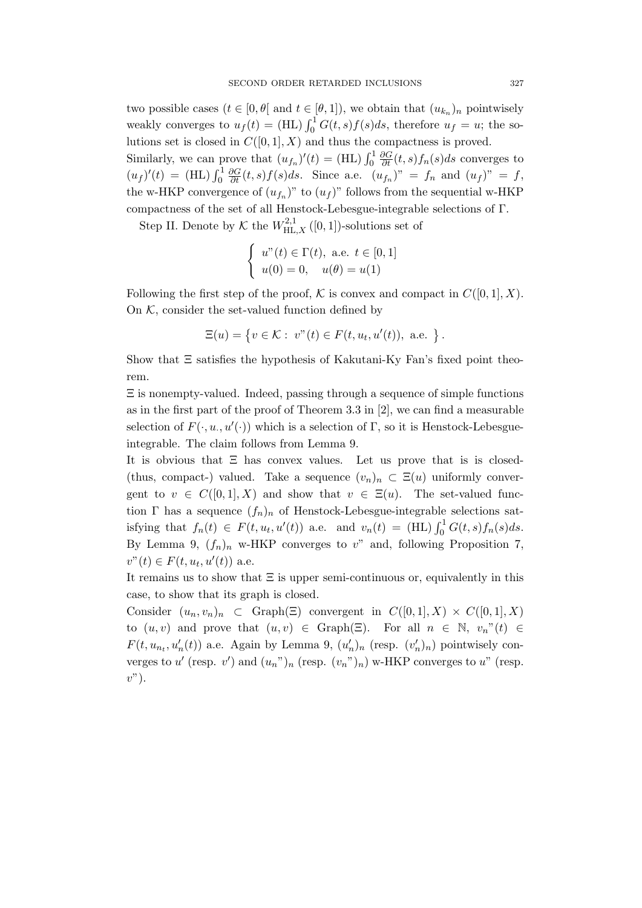two possible cases ($t \in [0, \theta[$ and $t \in [\theta, 1]$), we obtain that $(u_{k_n})_n$ pointwisely weakly converges to $u_f(t) = \text{(HL)} \int_0^1 G(t,s) f(s) ds$, therefore $u_f = u$; the solutions set is closed in $C([0,1], X)$ and thus the compactness is proved.

Similarly, we can prove that $(u_{f_n})'(t) = \text{(HL)} \int_0^1 \frac{\partial G}{\partial t}(t,s) f_n(s) ds$ converges to $(u_f)'(t) = \text{(HL)} \int_0^1 \frac{\partial G}{\partial t}(t,s) f(s) ds$. Since a.e. $(u_{f_n})" = f_n$ and $(u_f)" = f$, the w-HKP convergence of $(u_{f_n})"$ to $(u_f)"$ follows from the sequential w-HKP compactness of the set of all Henstock-Lebesgue-integrable selections of $\Gamma$.

Step II. Denote by $\mathcal{K}$ the $W^{2,1}_{\text{HL},X}([0,1])$-solutions set of

$$\begin{cases} u"(t) \in \Gamma(t), \text{ a.e. } t \in [0,1] \\ u(0) = 0, \quad u(\theta) = u(1) \end{cases}$$

Following the first step of the proof, $\mathcal{K}$ is convex and compact in $C([0,1], X)$. On $\mathcal{K}$, consider the set-valued function defined by

$$\Xi(u) = \left\{ v \in \mathcal{K} : \, v"(t) \in F(t, u_t, u'(t)), \text{ a.e. } \right\}.$$

Show that $\Xi$ satisfies the hypothesis of Kakutani-Ky Fan's fixed point theorem.

$\Xi$ is nonempty-valued. Indeed, passing through a sequence of simple functions as in the first part of the proof of Theorem 3.3 in [2], we can find a measurable selection of $F(\cdot, u_{\cdot}, u'(\cdot))$ which is a selection of $\Gamma$, so it is Henstock-Lebesgue-integrable. The claim follows from Lemma 9.

It is obvious that $\Xi$ has convex values. Let us prove that is is closed-(thus, compact-) valued. Take a sequence $(v_n)_n \subset \Xi(u)$ uniformly convergent to $v \in C([0,1], X)$ and show that $v \in \Xi(u)$. The set-valued function $\Gamma$ has a sequence $(f_n)_n$ of Henstock-Lebesgue-integrable selections satisfying that $f_n(t) \in F(t, u_t, u'(t))$ a.e. and $v_n(t) = \text{(HL)} \int_0^1 G(t,s) f_n(s) ds$. By Lemma 9, $(f_n)_n$ w-HKP converges to $v"$ and, following Proposition 7, $v"(t) \in F(t, u_t, u'(t))$ a.e.

It remains us to show that $\Xi$ is upper semi-continuous or, equivalently in this case, to show that its graph is closed.

Consider $(u_n, v_n)_n \subset \text{Graph}(\Xi)$ convergent in $C([0,1], X) \times C([0,1], X)$ to $(u, v)$ and prove that $(u, v) \in \text{Graph}(\Xi)$. For all $n \in \mathbb{N}$, $v_n"(t) \in F(t, u_{n_t}, u_n'(t))$ a.e. Again by Lemma 9, $(u_n')_n$ (resp. $(v_n')_n$) pointwisely converges to $u'$ (resp. $v'$) and $(u_n")_n$ (resp. $(v_n")_n$) w-HKP converges to $u"$ (resp. $v"$).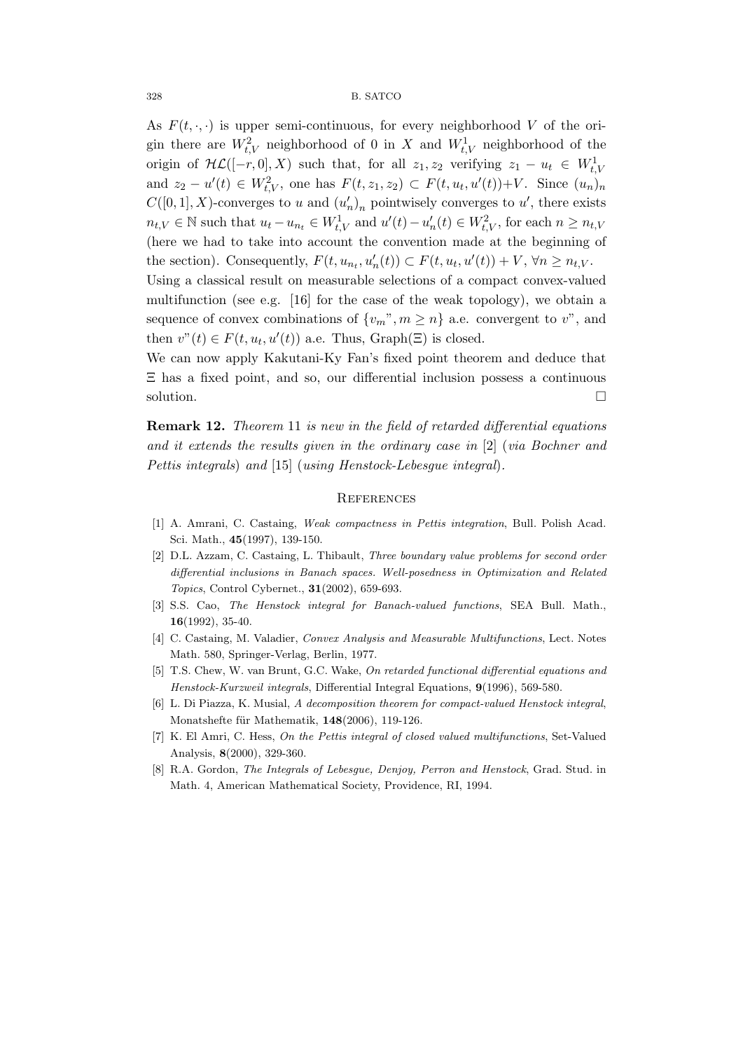As $F(t,\cdot,\cdot)$ is upper semi-continuous, for every neighborhood $V$ of the origin there are $W^2_{t,V}$ neighborhood of 0 in $X$ and $W^1_{t,V}$ neighborhood of the origin of $\mathcal{HL}([-r,0],X)$ such that, for all $z_1,z_2$ verifying $z_1-u_t\in W^1_{t,V}$ and $z_2-u'(t)\in W^2_{t,V}$, one has $F(t,z_1,z_2)\subset F(t,u_t,u'(t))+V$. Since $(u_n)_n$ $C([0,1],X)$-converges to $u$ and $(u'_n)_n$ pointwisely converges to $u'$, there exists $n_{t,V}\in\mathbb{N}$ such that $u_t-u_{n_t}\in W^1_{t,V}$ and $u'(t)-u'_n(t)\in W^2_{t,V}$, for each $n\geq n_{t,V}$ (here we had to take into account the convention made at the beginning of the section). Consequently, $F(t,u_{n_t},u'_n(t))\subset F(t,u_t,u'(t))+V$, $\forall n\geq n_{t,V}$.
Using a classical result on measurable selections of a compact convex-valued multifunction (see e.g. [16] for the case of the weak topology), we obtain a sequence of convex combinations of $\{v_m", m\geq n\}$ a.e. convergent to $v"$, and then $v"(t)\in F(t,u_t,u'(t))$ a.e. Thus, Graph$(\Xi)$ is closed.
We can now apply Kakutani-Ky Fan's fixed point theorem and deduce that $\Xi$ has a fixed point, and so, our differential inclusion possess a continuous solution. □

**Remark 12.** *Theorem* 11 *is new in the field of retarded differential equations and it extends the results given in the ordinary case in* [2] (*via Bochner and Pettis integrals*) *and* [15] (*using Henstock-Lebesgue integral*).

## References

[1] A. Amrani, C. Castaing, *Weak compactness in Pettis integration*, Bull. Polish Acad. Sci. Math., **45**(1997), 139-150.

[2] D.L. Azzam, C. Castaing, L. Thibault, *Three boundary value problems for second order differential inclusions in Banach spaces. Well-posedness in Optimization and Related Topics*, Control Cybernet., **31**(2002), 659-693.

[3] S.S. Cao, *The Henstock integral for Banach-valued functions*, SEA Bull. Math., **16**(1992), 35-40.

[4] C. Castaing, M. Valadier, *Convex Analysis and Measurable Multifunctions*, Lect. Notes Math. 580, Springer-Verlag, Berlin, 1977.

[5] T.S. Chew, W. van Brunt, G.C. Wake, *On retarded functional differential equations and Henstock-Kurzweil integrals*, Differential Integral Equations, **9**(1996), 569-580.

[6] L. Di Piazza, K. Musial, *A decomposition theorem for compact-valued Henstock integral*, Monatshefte für Mathematik, **148**(2006), 119-126.

[7] K. El Amri, C. Hess, *On the Pettis integral of closed valued multifunctions*, Set-Valued Analysis, **8**(2000), 329-360.

[8] R.A. Gordon, *The Integrals of Lebesgue, Denjoy, Perron and Henstock*, Grad. Stud. in Math. 4, American Mathematical Society, Providence, RI, 1994.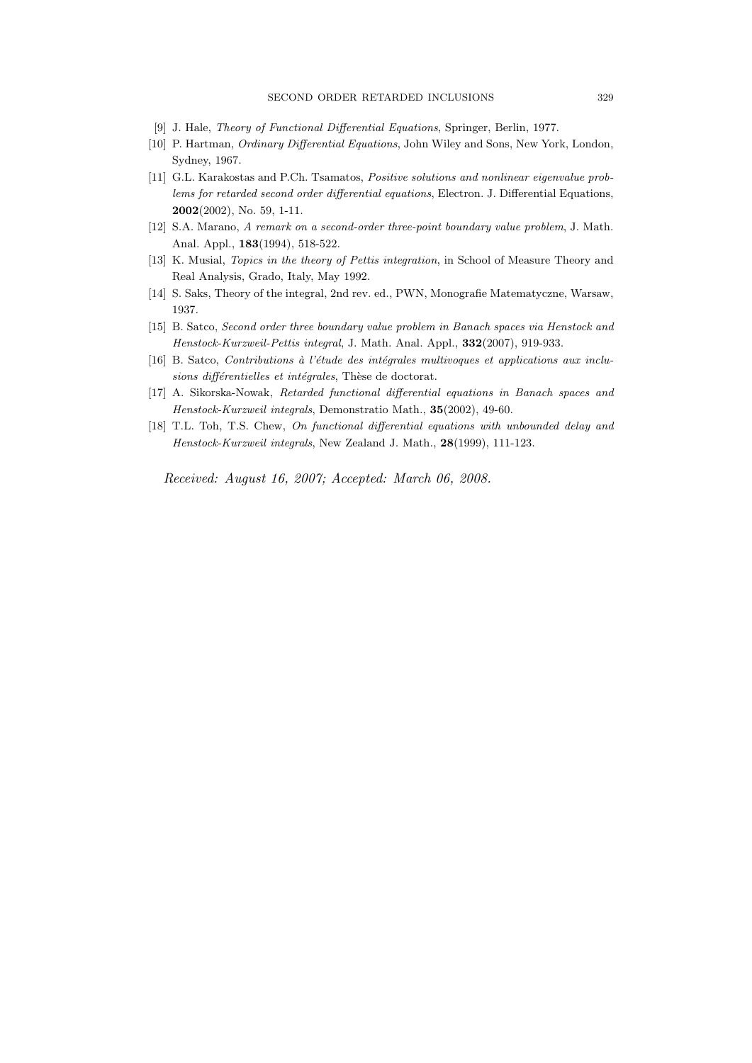[9] J. Hale, *Theory of Functional Differential Equations*, Springer, Berlin, 1977.

[10] P. Hartman, *Ordinary Differential Equations*, John Wiley and Sons, New York, London, Sydney, 1967.

[11] G.L. Karakostas and P.Ch. Tsamatos, *Positive solutions and nonlinear eigenvalue problems for retarded second order differential equations*, Electron. J. Differential Equations, **2002**(2002), No. 59, 1-11.

[12] S.A. Marano, *A remark on a second-order three-point boundary value problem*, J. Math. Anal. Appl., **183**(1994), 518-522.

[13] K. Musial, *Topics in the theory of Pettis integration*, in School of Measure Theory and Real Analysis, Grado, Italy, May 1992.

[14] S. Saks, Theory of the integral, 2nd rev. ed., PWN, Monografie Matematyczne, Warsaw, 1937.

[15] B. Satco, *Second order three boundary value problem in Banach spaces via Henstock and Henstock-Kurzweil-Pettis integral*, J. Math. Anal. Appl., **332**(2007), 919-933.

[16] B. Satco, *Contributions à l'étude des intégrales multivoques et applications aux inclusions différentielles et intégrales*, Thèse de doctorat.

[17] A. Sikorska-Nowak, *Retarded functional differential equations in Banach spaces and Henstock-Kurzweil integrals*, Demonstratio Math., **35**(2002), 49-60.

[18] T.L. Toh, T.S. Chew, *On functional differential equations with unbounded delay and Henstock-Kurzweil integrals*, New Zealand J. Math., **28**(1999), 111-123.

*Received: August 16, 2007; Accepted: March 06, 2008.*